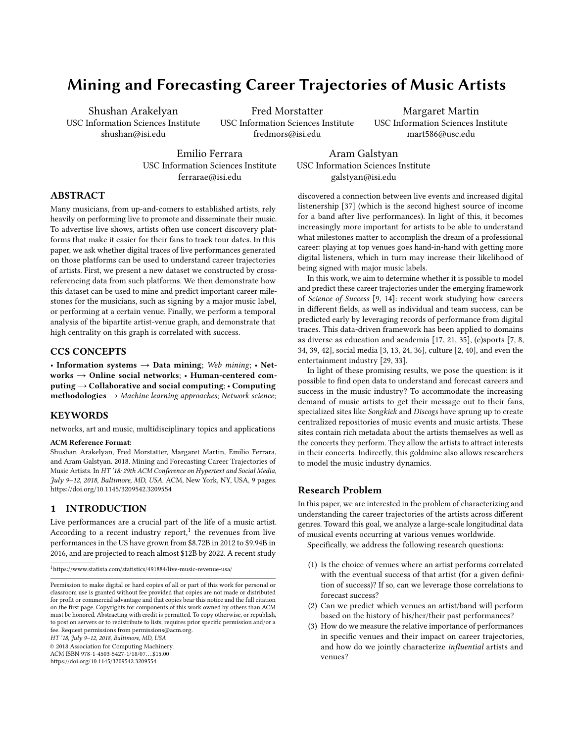# Mining and Forecasting Career Trajectories of Music Artists

Shushan Arakelyan
USC Information Sciences Institute
shushan@isi.edu

Fred Morstatter
USC Information Sciences Institute
fredmors@isi.edu

Margaret Martin
USC Information Sciences Institute
mart586@usc.edu

Emilio Ferrara
USC Information Sciences Institute
ferrarae@isi.edu

Aram Galstyan
USC Information Sciences Institute
galstyan@isi.edu

## ABSTRACT

Many musicians, from up-and-comers to established artists, rely heavily on performing live to promote and disseminate their music. To advertise live shows, artists often use concert discovery platforms that make it easier for their fans to track tour dates. In this paper, we ask whether digital traces of live performances generated on those platforms can be used to understand career trajectories of artists. First, we present a new dataset we constructed by cross-referencing data from such platforms. We then demonstrate how this dataset can be used to mine and predict important career milestones for the musicians, such as signing by a major music label, or performing at a certain venue. Finally, we perform a temporal analysis of the bipartite artist-venue graph, and demonstrate that high centrality on this graph is correlated with success.

## CCS CONCEPTS

• **Information systems** → **Data mining**; *Web mining*; • **Networks** → **Online social networks**; • **Human-centered computing** → **Collaborative and social computing**; • **Computing methodologies** → *Machine learning approaches*; *Network science*;

## KEYWORDS

networks, art and music, multidisciplinary topics and applications

**ACM Reference Format:**
Shushan Arakelyan, Fred Morstatter, Margaret Martin, Emilio Ferrara, and Aram Galstyan. 2018. Mining and Forecasting Career Trajectories of Music Artists. In *HT '18: 29th ACM Conference on Hypertext and Social Media, July 9–12, 2018, Baltimore, MD, USA.* ACM, New York, NY, USA, 9 pages. https://doi.org/10.1145/3209542.3209554

## 1 INTRODUCTION

Live performances are a crucial part of the life of a music artist. According to a recent industry report,[1] the revenues from live performances in the US have grown from $8.72B in 2012 to $9.94B in 2016, and are projected to reach almost $12B by 2022. A recent study discovered a connection between live events and increased digital listenership [37] (which is the second highest source of income for a band after live performances). In light of this, it becomes increasingly more important for artists to be able to understand what milestones matter to accomplish the dream of a professional career: playing at top venues goes hand-in-hand with getting more digital listeners, which in turn may increase their likelihood of being signed with major music labels.

In this work, we aim to determine whether it is possible to model and predict these career trajectories under the emerging framework of *Science of Success* [9, 14]: recent work studying how careers in different fields, as well as individual and team success, can be predicted early by leveraging records of performance from digital traces. This data-driven framework has been applied to domains as diverse as education and academia [17, 21, 35], (e)sports [7, 8, 34, 39, 42], social media [3, 13, 24, 36], culture [2, 40], and even the entertainment industry [29, 33].

In light of these promising results, we pose the question: is it possible to find open data to understand and forecast careers and success in the music industry? To accommodate the increasing demand of music artists to get their message out to their fans, specialized sites like *Songkick* and *Discogs* have sprung up to create centralized repositories of music events and music artists. These sites contain rich metadata about the artists themselves as well as the concerts they perform. They allow the artists to attract interests in their concerts. Indirectly, this goldmine also allows researchers to model the music industry dynamics.

### Research Problem

In this paper, we are interested in the problem of characterizing and understanding the career trajectories of the artists across different genres. Toward this goal, we analyze a large-scale longitudinal data of musical events occurring at various venues worldwide.

Specifically, we address the following research questions:

1. Is the choice of venues where an artist performs correlated with the eventual success of that artist (for a given definition of success)? If so, can we leverage those correlations to forecast success?
2. Can we predict which venues an artist/band will perform based on the history of his/her/their past performances?
3. How do we measure the relative importance of performances in specific venues and their impact on career trajectories, and how do we jointly characterize *influential* artists and venues?

[1] https://www.statista.com/statistics/491884/live-music-revenue-usa/

Permission to make digital or hard copies of all or part of this work for personal or classroom use is granted without fee provided that copies are not made or distributed for profit or commercial advantage and that copies bear this notice and the full citation on the first page. Copyrights for components of this work owned by others than ACM must be honored. Abstracting with credit is permitted. To copy otherwise, or republish, to post on servers or to redistribute to lists, requires prior specific permission and/or a fee. Request permissions from permissions@acm.org.
*HT '18, July 9–12, 2018, Baltimore, MD, USA*
© 2018 Association for Computing Machinery.
ACM ISBN 978-1-4503-5427-1/18/07...$15.00
https://doi.org/10.1145/3209542.3209554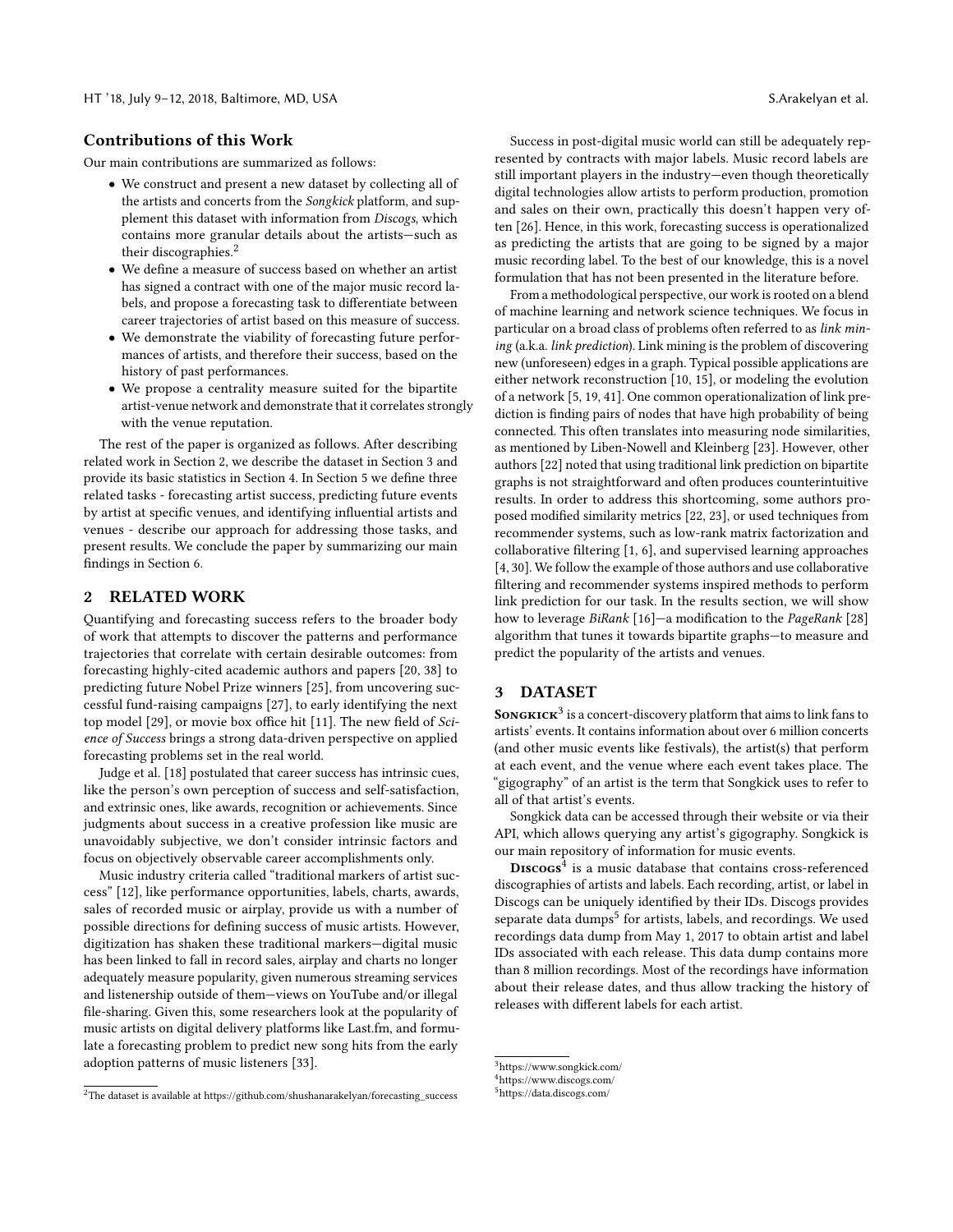### Contributions of this Work

Our main contributions are summarized as follows:

- We construct and present a new dataset by collecting all of the artists and concerts from the *Songkick* platform, and supplement this dataset with information from *Discogs*, which contains more granular details about the artists—such as their discographies.[2]
- We define a measure of success based on whether an artist has signed a contract with one of the major music record labels, and propose a forecasting task to differentiate between career trajectories of artist based on this measure of success.
- We demonstrate the viability of forecasting future performances of artists, and therefore their success, based on the history of past performances.
- We propose a centrality measure suited for the bipartite artist-venue network and demonstrate that it correlates strongly with the venue reputation.

The rest of the paper is organized as follows. After describing related work in Section 2, we describe the dataset in Section 3 and provide its basic statistics in Section 4. In Section 5 we define three related tasks - forecasting artist success, predicting future events by artist at specific venues, and identifying influential artists and venues - describe our approach for addressing those tasks, and present results. We conclude the paper by summarizing our main findings in Section 6.

## 2 RELATED WORK

Quantifying and forecasting success refers to the broader body of work that attempts to discover the patterns and performance trajectories that correlate with certain desirable outcomes: from forecasting highly-cited academic authors and papers [20, 38] to predicting future Nobel Prize winners [25], from uncovering successful fund-raising campaigns [27], to early identifying the next top model [29], or movie box office hit [11]. The new field of *Science of Success* brings a strong data-driven perspective on applied forecasting problems set in the real world.

Judge et al. [18] postulated that career success has intrinsic cues, like the person's own perception of success and self-satisfaction, and extrinsic ones, like awards, recognition or achievements. Since judgments about success in a creative profession like music are unavoidably subjective, we don't consider intrinsic factors and focus on objectively observable career accomplishments only.

Music industry criteria called "traditional markers of artist success" [12], like performance opportunities, labels, charts, awards, sales of recorded music or airplay, provide us with a number of possible directions for defining success of music artists. However, digitization has shaken these traditional markers—digital music has been linked to fall in record sales, airplay and charts no longer adequately measure popularity, given numerous streaming services and listenership outside of them—views on YouTube and/or illegal file-sharing. Given this, some researchers look at the popularity of music artists on digital delivery platforms like Last.fm, and formulate a forecasting problem to predict new song hits from the early adoption patterns of music listeners [33].

Success in post-digital music world can still be adequately represented by contracts with major labels. Music record labels are still important players in the industry—even though theoretically digital technologies allow artists to perform production, promotion and sales on their own, practically this doesn't happen very often [26]. Hence, in this work, forecasting success is operationalized as predicting the artists that are going to be signed by a major music recording label. To the best of our knowledge, this is a novel formulation that has not been presented in the literature before.

From a methodological perspective, our work is rooted on a blend of machine learning and network science techniques. We focus in particular on a broad class of problems often referred to as *link mining* (a.k.a. *link prediction*). Link mining is the problem of discovering new (unforeseen) edges in a graph. Typical possible applications are either network reconstruction [10, 15], or modeling the evolution of a network [5, 19, 41]. One common operationalization of link prediction is finding pairs of nodes that have high probability of being connected. This often translates into measuring node similarities, as mentioned by Liben-Nowell and Kleinberg [23]. However, other authors [22] noted that using traditional link prediction on bipartite graphs is not straightforward and often produces counterintuitive results. In order to address this shortcoming, some authors proposed modified similarity metrics [22, 23], or used techniques from recommender systems, such as low-rank matrix factorization and collaborative filtering [1, 6], and supervised learning approaches [4, 30]. We follow the example of those authors and use collaborative filtering and recommender systems inspired methods to perform link prediction for our task. In the results section, we will show how to leverage *BiRank* [16]—a modification to the *PageRank* [28] algorithm that tunes it towards bipartite graphs—to measure and predict the popularity of the artists and venues.

## 3 DATASET

**Songkick**[3] is a concert-discovery platform that aims to link fans to artists' events. It contains information about over 6 million concerts (and other music events like festivals), the artist(s) that perform at each event, and the venue where each event takes place. The "gigography" of an artist is the term that Songkick uses to refer to all of that artist's events.

Songkick data can be accessed through their website or via their API, which allows querying any artist's gigography. Songkick is our main repository of information for music events.

**Discogs**[4] is a music database that contains cross-referenced discographies of artists and labels. Each recording, artist, or label in Discogs can be uniquely identified by their IDs. Discogs provides separate data dumps[5] for artists, labels, and recordings. We used recordings data dump from May 1, 2017 to obtain artist and label IDs associated with each release. This data dump contains more than 8 million recordings. Most of the recordings have information about their release dates, and thus allow tracking the history of releases with different labels for each artist.

[2] The dataset is available at https://github.com/shushanarakelyan/forecasting_success

[3] https://www.songkick.com/

[4] https://www.discogs.com/

[5] https://data.discogs.com/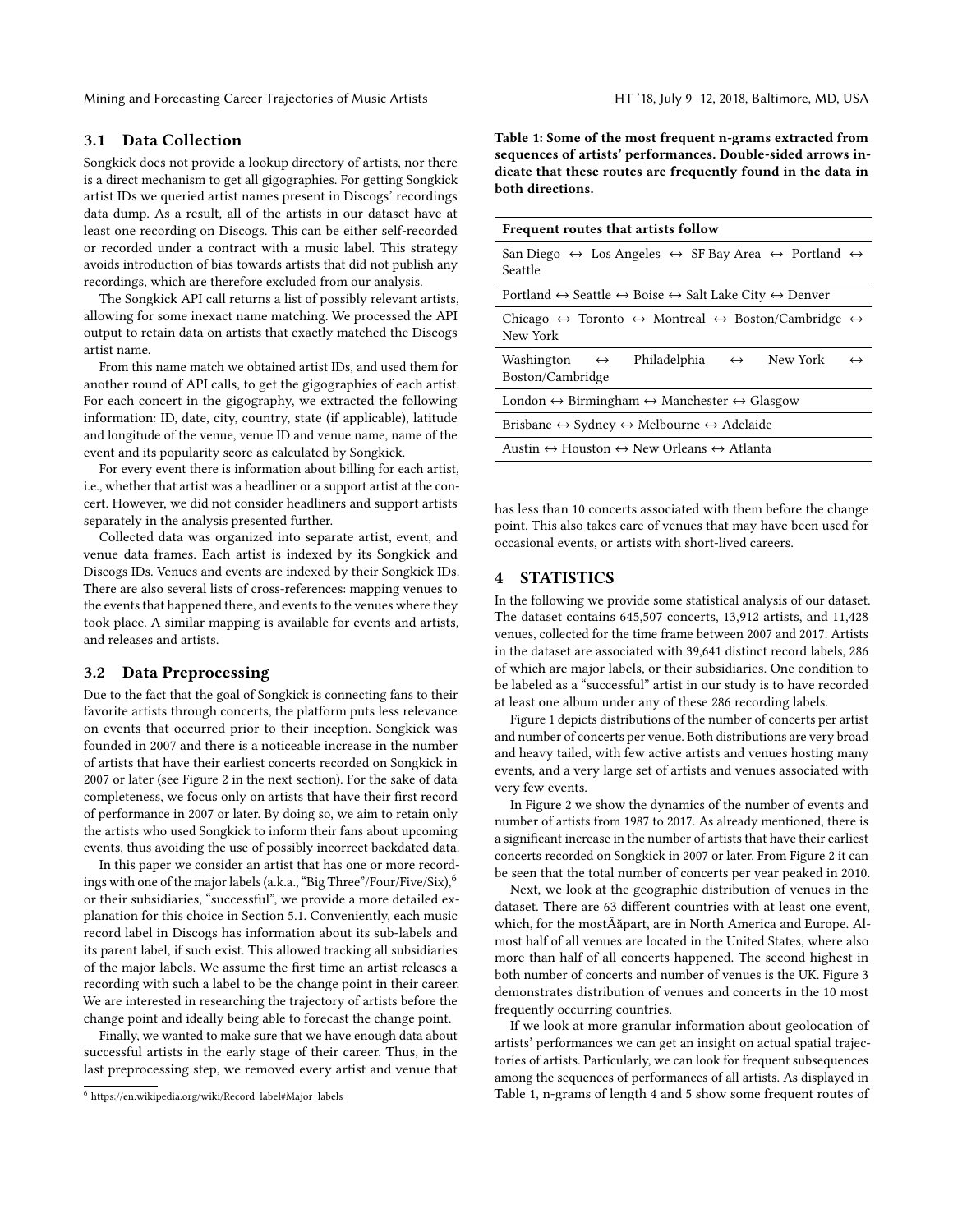### 3.1 Data Collection

Songkick does not provide a lookup directory of artists, nor there is a direct mechanism to get all gigographies. For getting Songkick artist IDs we queried artist names present in Discogs' recordings data dump. As a result, all of the artists in our dataset have at least one recording on Discogs. This can be either self-recorded or recorded under a contract with a music label. This strategy avoids introduction of bias towards artists that did not publish any recordings, which are therefore excluded from our analysis.

The Songkick API call returns a list of possibly relevant artists, allowing for some inexact name matching. We processed the API output to retain data on artists that exactly matched the Discogs artist name.

From this name match we obtained artist IDs, and used them for another round of API calls, to get the gigographies of each artist. For each concert in the gigography, we extracted the following information: ID, date, city, country, state (if applicable), latitude and longitude of the venue, venue ID and venue name, name of the event and its popularity score as calculated by Songkick.

For every event there is information about billing for each artist, i.e., whether that artist was a headliner or a support artist at the concert. However, we did not consider headliners and support artists separately in the analysis presented further.

Collected data was organized into separate artist, event, and venue data frames. Each artist is indexed by its Songkick and Discogs IDs. Venues and events are indexed by their Songkick IDs. There are also several lists of cross-references: mapping venues to the events that happened there, and events to the venues where they took place. A similar mapping is available for events and artists, and releases and artists.

### 3.2 Data Preprocessing

Due to the fact that the goal of Songkick is connecting fans to their favorite artists through concerts, the platform puts less relevance on events that occurred prior to their inception. Songkick was founded in 2007 and there is a noticeable increase in the number of artists that have their earliest concerts recorded on Songkick in 2007 or later (see Figure 2 in the next section). For the sake of data completeness, we focus only on artists that have their first record of performance in 2007 or later. By doing so, we aim to retain only the artists who used Songkick to inform their fans about upcoming events, thus avoiding the use of possibly incorrect backdated data.

In this paper we consider an artist that has one or more recordings with one of the major labels (a.k.a., "Big Three"/Four/Five/Six),[6] or their subsidiaries, "successful", we provide a more detailed explanation for this choice in Section 5.1. Conveniently, each music record label in Discogs has information about its sub-labels and its parent label, if such exist. This allowed tracking all subsidiaries of the major labels. We assume the first time an artist releases a recording with such a label to be the change point in their career. We are interested in researching the trajectory of artists before the change point and ideally being able to forecast the change point.

Finally, we wanted to make sure that we have enough data about successful artists in the early stage of their career. Thus, in the last preprocessing step, we removed every artist and venue that has less than 10 concerts associated with them before the change point. This also takes care of venues that may have been used for occasional events, or artists with short-lived careers.

[6] https://en.wikipedia.org/wiki/Record_label#Major_labels

**Table 1: Some of the most frequent n-grams extracted from sequences of artists' performances. Double-sided arrows indicate that these routes are frequently found in the data in both directions.**

| Frequent routes that artists follow |
|---|
| San Diego ↔ Los Angeles ↔ SF Bay Area ↔ Portland ↔ Seattle |
| Portland ↔ Seattle ↔ Boise ↔ Salt Lake City ↔ Denver |
| Chicago ↔ Toronto ↔ Montreal ↔ Boston/Cambridge ↔ New York |
| Washington ↔ Philadelphia ↔ New York ↔ Boston/Cambridge |
| London ↔ Birmingham ↔ Manchester ↔ Glasgow |
| Brisbane ↔ Sydney ↔ Melbourne ↔ Adelaide |
| Austin ↔ Houston ↔ New Orleans ↔ Atlanta |

## 4 STATISTICS

In the following we provide some statistical analysis of our dataset. The dataset contains 645,507 concerts, 13,912 artists, and 11,428 venues, collected for the time frame between 2007 and 2017. Artists in the dataset are associated with 39,641 distinct record labels, 286 of which are major labels, or their subsidiaries. One condition to be labeled as a "successful" artist in our study is to have recorded at least one album under any of these 286 recording labels.

Figure 1 depicts distributions of the number of concerts per artist and number of concerts per venue. Both distributions are very broad and heavy tailed, with few active artists and venues hosting many events, and a very large set of artists and venues associated with very few events.

In Figure 2 we show the dynamics of the number of events and number of artists from 1987 to 2017. As already mentioned, there is a significant increase in the number of artists that have their earliest concerts recorded on Songkick in 2007 or later. From Figure 2 it can be seen that the total number of concerts per year peaked in 2010.

Next, we look at the geographic distribution of venues in the dataset. There are 63 different countries with at least one event, which, for the mostÂăpart, are in North America and Europe. Almost half of all venues are located in the United States, where also more than half of all concerts happened. The second highest in both number of concerts and number of venues is the UK. Figure 3 demonstrates distribution of venues and concerts in the 10 most frequently occurring countries.

If we look at more granular information about geolocation of artists' performances we can get an insight on actual spatial trajectories of artists. Particularly, we can look for frequent subsequences among the sequences of performances of all artists. As displayed in Table 1, n-grams of length 4 and 5 show some frequent routes of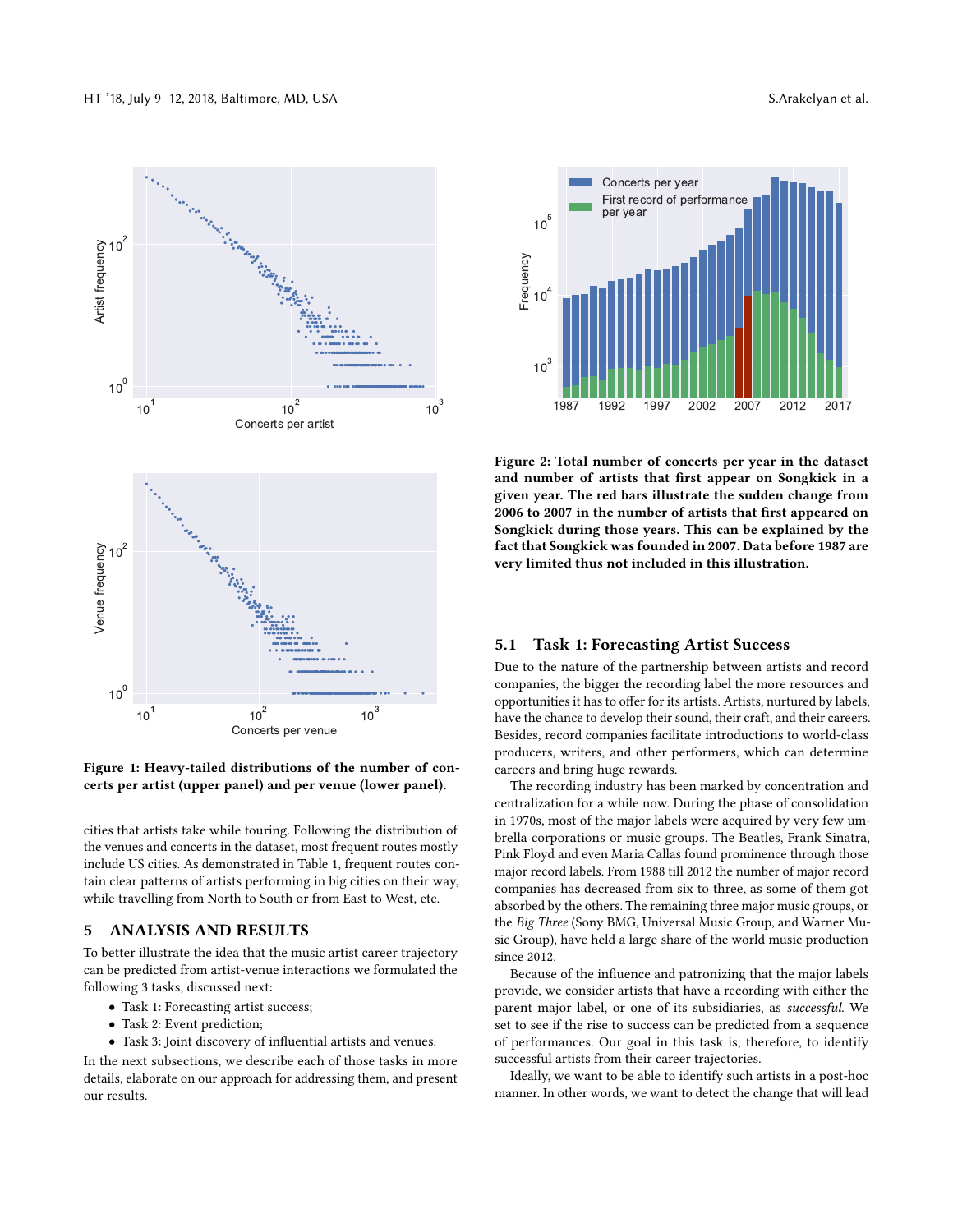**Figure 1: Heavy-tailed distributions of the number of concerts per artist (upper panel) and per venue (lower panel).**

**Figure 2: Total number of concerts per year in the dataset and number of artists that first appear on Songkick in a given year. The red bars illustrate the sudden change from 2006 to 2007 in the number of artists that first appeared on Songkick during those years. This can be explained by the fact that Songkick was founded in 2007. Data before 1987 are very limited thus not included in this illustration.**

cities that artists take while touring. Following the distribution of the venues and concerts in the dataset, most frequent routes mostly include US cities. As demonstrated in Table 1, frequent routes contain clear patterns of artists performing in big cities on their way, while travelling from North to South or from East to West, etc.

## 5 ANALYSIS AND RESULTS

To better illustrate the idea that the music artist career trajectory can be predicted from artist-venue interactions we formulated the following 3 tasks, discussed next:

- Task 1: Forecasting artist success;
- Task 2: Event prediction;
- Task 3: Joint discovery of influential artists and venues.

In the next subsections, we describe each of those tasks in more details, elaborate on our approach for addressing them, and present our results.

### 5.1 Task 1: Forecasting Artist Success

Due to the nature of the partnership between artists and record companies, the bigger the recording label the more resources and opportunities it has to offer for its artists. Artists, nurtured by labels, have the chance to develop their sound, their craft, and their careers. Besides, record companies facilitate introductions to world-class producers, writers, and other performers, which can determine careers and bring huge rewards.

The recording industry has been marked by concentration and centralization for a while now. During the phase of consolidation in 1970s, most of the major labels were acquired by very few umbrella corporations or music groups. The Beatles, Frank Sinatra, Pink Floyd and even Maria Callas found prominence through those major record labels. From 1988 till 2012 the number of major record companies has decreased from six to three, as some of them got absorbed by the others. The remaining three major music groups, or the *Big Three* (Sony BMG, Universal Music Group, and Warner Music Group), have held a large share of the world music production since 2012.

Because of the influence and patronizing that the major labels provide, we consider artists that have a recording with either the parent major label, or one of its subsidiaries, as *successful*. We set to see if the rise to success can be predicted from a sequence of performances. Our goal in this task is, therefore, to identify successful artists from their career trajectories.

Ideally, we want to be able to identify such artists in a post-hoc manner. In other words, we want to detect the change that will lead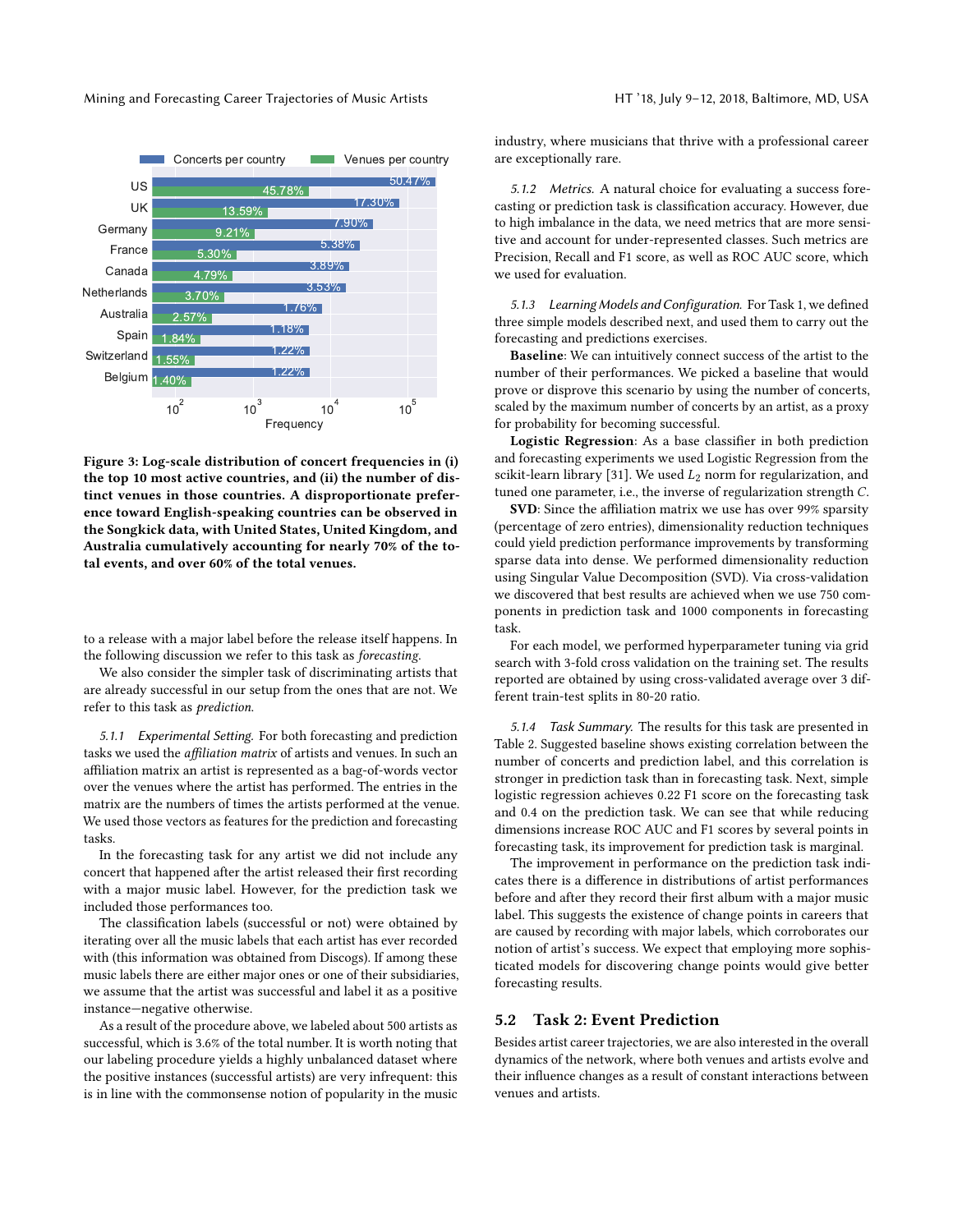Figure 3: Log-scale distribution of concert frequencies in (i) the top 10 most active countries, and (ii) the number of distinct venues in those countries. A disproportionate preference toward English-speaking countries can be observed in the Songkick data, with United States, United Kingdom, and Australia cumulatively accounting for nearly 70% of the total events, and over 60% of the total venues.

to a release with a major label before the release itself happens. In the following discussion we refer to this task as *forecasting*.

We also consider the simpler task of discriminating artists that are already successful in our setup from the ones that are not. We refer to this task as *prediction*.

#### 5.1.1 Experimental Setting.

For both forecasting and prediction tasks we used the *affiliation matrix* of artists and venues. In such an affiliation matrix an artist is represented as a bag-of-words vector over the venues where the artist has performed. The entries in the matrix are the numbers of times the artists performed at the venue. We used those vectors as features for the prediction and forecasting tasks.

In the forecasting task for any artist we did not include any concert that happened after the artist released their first recording with a major music label. However, for the prediction task we included those performances too.

The classification labels (successful or not) were obtained by iterating over all the music labels that each artist has ever recorded with (this information was obtained from Discogs). If among these music labels there are either major ones or one of their subsidiaries, we assume that the artist was successful and label it as a positive instance—negative otherwise.

As a result of the procedure above, we labeled about 500 artists as successful, which is 3.6% of the total number. It is worth noting that our labeling procedure yields a highly unbalanced dataset where the positive instances (successful artists) are very infrequent: this is in line with the commonsense notion of popularity in the music industry, where musicians that thrive with a professional career are exceptionally rare.

#### 5.1.2 Metrics.

A natural choice for evaluating a success forecasting or prediction task is classification accuracy. However, due to high imbalance in the data, we need metrics that are more sensitive and account for under-represented classes. Such metrics are Precision, Recall and F1 score, as well as ROC AUC score, which we used for evaluation.

#### 5.1.3 Learning Models and Configuration.

For Task 1, we defined three simple models described next, and used them to carry out the forecasting and predictions exercises.

**Baseline**: We can intuitively connect success of the artist to the number of their performances. We picked a baseline that would prove or disprove this scenario by using the number of concerts, scaled by the maximum number of concerts by an artist, as a proxy for probability for becoming successful.

**Logistic Regression**: As a base classifier in both prediction and forecasting experiments we used Logistic Regression from the scikit-learn library [31]. We used $L_2$ norm for regularization, and tuned one parameter, i.e., the inverse of regularization strength $C$.

**SVD**: Since the affiliation matrix we use has over 99% sparsity (percentage of zero entries), dimensionality reduction techniques could yield prediction performance improvements by transforming sparse data into dense. We performed dimensionality reduction using Singular Value Decomposition (SVD). Via cross-validation we discovered that best results are achieved when we use 750 components in prediction task and 1000 components in forecasting task.

For each model, we performed hyperparameter tuning via grid search with 3-fold cross validation on the training set. The results reported are obtained by using cross-validated average over 3 different train-test splits in 80-20 ratio.

#### 5.1.4 Task Summary.

The results for this task are presented in Table 2. Suggested baseline shows existing correlation between the number of concerts and prediction label, and this correlation is stronger in prediction task than in forecasting task. Next, simple logistic regression achieves 0.22 F1 score on the forecasting task and 0.4 on the prediction task. We can see that while reducing dimensions increase ROC AUC and F1 scores by several points in forecasting task, its improvement for prediction task is marginal.

The improvement in performance on the prediction task indicates there is a difference in distributions of artist performances before and after they record their first album with a major music label. This suggests the existence of change points in careers that are caused by recording with major labels, which corroborates our notion of artist's success. We expect that employing more sophisticated models for discovering change points would give better forecasting results.

## 5.2 Task 2: Event Prediction

Besides artist career trajectories, we are also interested in the overall dynamics of the network, where both venues and artists evolve and their influence changes as a result of constant interactions between venues and artists.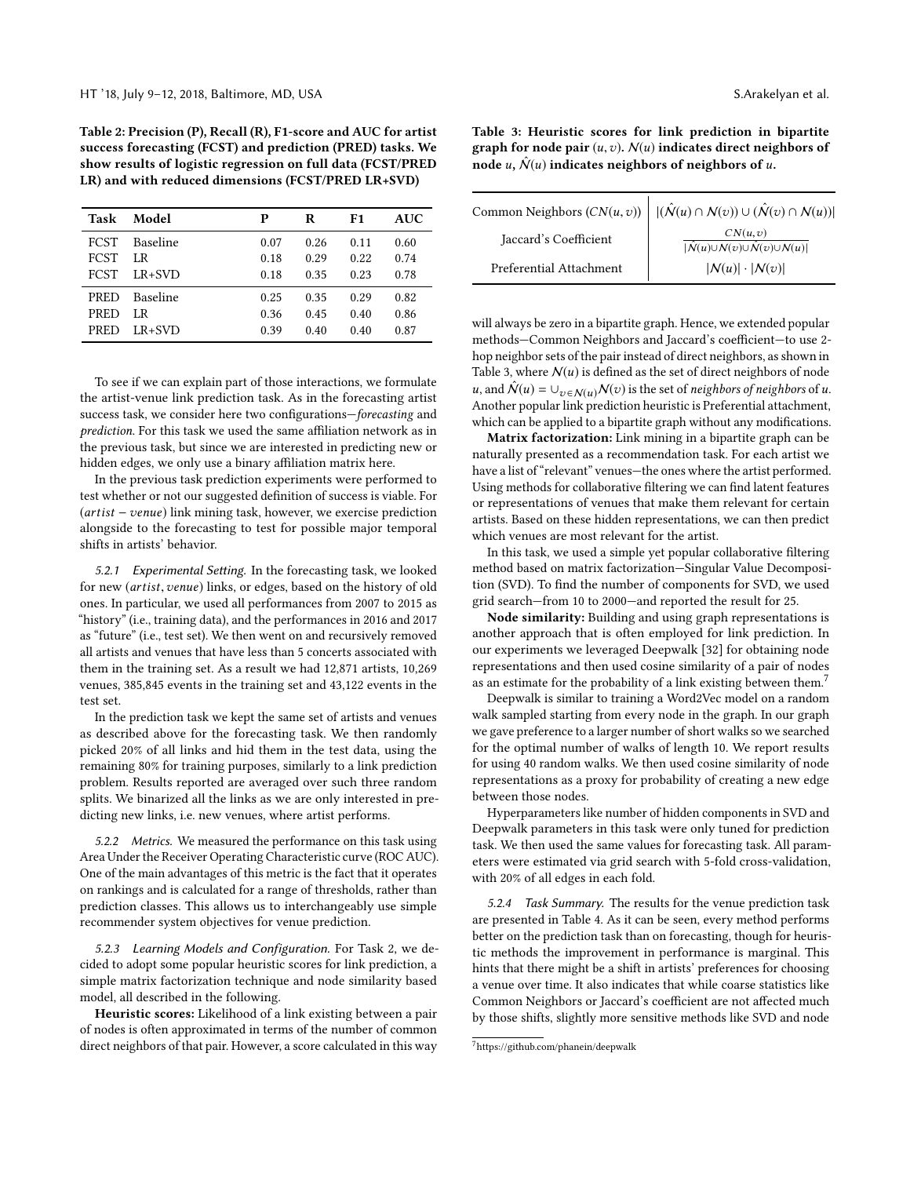Table 2: Precision (P), Recall (R), F1-score and AUC for artist success forecasting (FCST) and prediction (PRED) tasks. We show results of logistic regression on full data (FCST/PRED LR) and with reduced dimensions (FCST/PRED LR+SVD)

| Task | Model | P | R | F1 | AUC |
|---|---|---|---|---|---|
| FCST | Baseline | 0.07 | 0.26 | 0.11 | 0.60 |
| FCST | LR | 0.18 | 0.29 | 0.22 | 0.74 |
| FCST | LR+SVD | 0.18 | 0.35 | 0.23 | 0.78 |
| PRED | Baseline | 0.25 | 0.35 | 0.29 | 0.82 |
| PRED | LR | 0.36 | 0.45 | 0.40 | 0.86 |
| PRED | LR+SVD | 0.39 | 0.40 | 0.40 | 0.87 |

To see if we can explain part of those interactions, we formulate the artist-venue link prediction task. As in the forecasting artist success task, we consider here two configurations—*forecasting* and *prediction*. For this task we used the same affiliation network as in the previous task, but since we are interested in predicting new or hidden edges, we only use a binary affiliation matrix here.

In the previous task prediction experiments were performed to test whether or not our suggested definition of success is viable. For ($artist - venue$) link mining task, however, we exercise prediction alongside to the forecasting to test for possible major temporal shifts in artists' behavior.

*5.2.1 Experimental Setting.* In the forecasting task, we looked for new ($artist, venue$) links, or edges, based on the history of old ones. In particular, we used all performances from 2007 to 2015 as "history" (i.e., training data), and the performances in 2016 and 2017 as "future" (i.e., test set). We then went on and recursively removed all artists and venues that have less than 5 concerts associated with them in the training set. As a result we had 12,871 artists, 10,269 venues, 385,845 events in the training set and 43,122 events in the test set.

In the prediction task we kept the same set of artists and venues as described above for the forecasting task. We then randomly picked 20% of all links and hid them in the test data, using the remaining 80% for training purposes, similarly to a link prediction problem. Results reported are averaged over such three random splits. We binarized all the links as we are only interested in predicting new links, i.e. new venues, where artist performs.

*5.2.2 Metrics.* We measured the performance on this task using Area Under the Receiver Operating Characteristic curve (ROC AUC). One of the main advantages of this metric is the fact that it operates on rankings and is calculated for a range of thresholds, rather than prediction classes. This allows us to interchangeably use simple recommender system objectives for venue prediction.

*5.2.3 Learning Models and Configuration.* For Task 2, we decided to adopt some popular heuristic scores for link prediction, a simple matrix factorization technique and node similarity based model, all described in the following.

**Heuristic scores:** Likelihood of a link existing between a pair of nodes is often approximated in terms of the number of common direct neighbors of that pair. However, a score calculated in this way will always be zero in a bipartite graph. Hence, we extended popular methods—Common Neighbors and Jaccard's coefficient—to use 2-hop neighbor sets of the pair instead of direct neighbors, as shown in Table 3, where $\mathcal{N}(u)$ is defined as the set of direct neighbors of node $u$, and $\hat{\mathcal{N}}(u) = \cup_{v \in \mathcal{N}(u)} \mathcal{N}(v)$ is the set of *neighbors of neighbors* of $u$. Another popular link prediction heuristic is Preferential attachment, which can be applied to a bipartite graph without any modifications.

Table 3: Heuristic scores for link prediction in bipartite graph for node pair $(u, v)$. $\mathcal{N}(u)$ indicates direct neighbors of node $u$, $\hat{\mathcal{N}}(u)$ indicates neighbors of neighbors of $u$.

| | |
|---|---|
| Common Neighbors ($CN(u, v)$) | $\lvert(\hat{\mathcal{N}}(u) \cap \mathcal{N}(v)) \cup (\hat{\mathcal{N}}(v) \cap \mathcal{N}(u))\rvert$ |
| Jaccard's Coefficient | $\frac{CN(u,v)}{\lvert\hat{\mathcal{N}}(u) \cup \mathcal{N}(v) \cup \hat{\mathcal{N}}(v) \cup \mathcal{N}(u)\rvert}$ |
| Preferential Attachment | $\lvert\mathcal{N}(u)\rvert \cdot \lvert\mathcal{N}(v)\rvert$ |

**Matrix factorization:** Link mining in a bipartite graph can be naturally presented as a recommendation task. For each artist we have a list of "relevant" venues—the ones where the artist performed. Using methods for collaborative filtering we can find latent features or representations of venues that make them relevant for certain artists. Based on these hidden representations, we can then predict which venues are most relevant for the artist.

In this task, we used a simple yet popular collaborative filtering method based on matrix factorization—Singular Value Decomposition (SVD). To find the number of components for SVD, we used grid search—from 10 to 2000—and reported the result for 25.

**Node similarity:** Building and using graph representations is another approach that is often employed for link prediction. In our experiments we leveraged Deepwalk [32] for obtaining node representations and then used cosine similarity of a pair of nodes as an estimate for the probability of a link existing between them.[7]

Deepwalk is similar to training a Word2Vec model on a random walk sampled starting from every node in the graph. In our graph we gave preference to a larger number of short walks so we searched for the optimal number of walks of length 10. We report results for using 40 random walks. We then used cosine similarity of node representations as a proxy for probability of creating a new edge between those nodes.

Hyperparameters like number of hidden components in SVD and Deepwalk parameters in this task were only tuned for prediction task. We then used the same values for forecasting task. All parameters were estimated via grid search with 5-fold cross-validation, with 20% of all edges in each fold.

*5.2.4 Task Summary.* The results for the venue prediction task are presented in Table 4. As it can be seen, every method performs better on the prediction task than on forecasting, though for heuristic methods the improvement in performance is marginal. This hints that there might be a shift in artists' preferences for choosing a venue over time. It also indicates that while coarse statistics like Common Neighbors or Jaccard's coefficient are not affected much by those shifts, slightly more sensitive methods like SVD and node

[7] https://github.com/phanein/deepwalk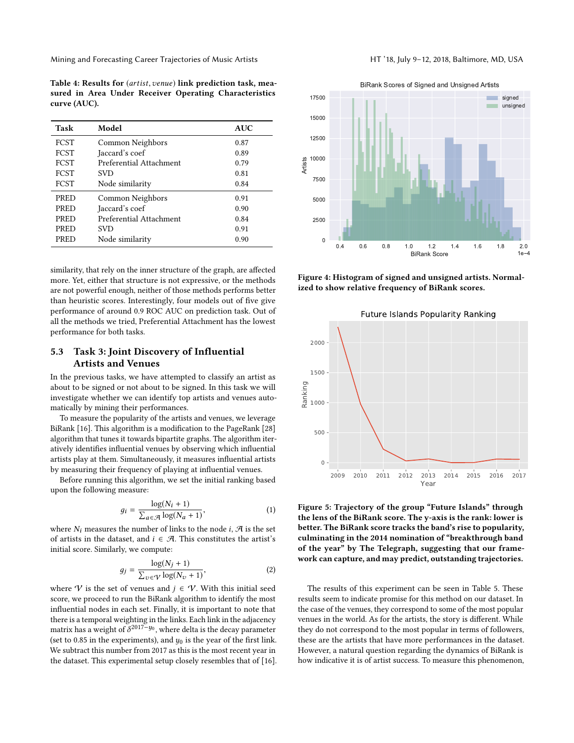**Table 4: Results for (*artist*, *venue*) link prediction task, measured in Area Under Receiver Operating Characteristics curve (AUC).**

| Task | Model | AUC |
|---|---|---|
| FCST | Common Neighbors | 0.87 |
| FCST | Jaccard's coef | 0.89 |
| FCST | Preferential Attachment | 0.79 |
| FCST | SVD | 0.81 |
| FCST | Node similarity | 0.84 |
| PRED | Common Neighbors | 0.91 |
| PRED | Jaccard's coef | 0.90 |
| PRED | Preferential Attachment | 0.84 |
| PRED | SVD | 0.91 |
| PRED | Node similarity | 0.90 |

similarity, that rely on the inner structure of the graph, are affected more. Yet, either that structure is not expressive, or the methods are not powerful enough, neither of those methods performs better than heuristic scores. Interestingly, four models out of five give performance of around 0.9 ROC AUC on prediction task. Out of all the methods we tried, Preferential Attachment has the lowest performance for both tasks.

### 5.3 Task 3: Joint Discovery of Influential Artists and Venues

In the previous tasks, we have attempted to classify an artist as about to be signed or not about to be signed. In this task we will investigate whether we can identify top artists and venues automatically by mining their performances.

To measure the popularity of the artists and venues, we leverage BiRank [16]. This algorithm is a modification to the PageRank [28] algorithm that tunes it towards bipartite graphs. The algorithm iteratively identifies influential venues by observing which influential artists play at them. Simultaneously, it measures influential artists by measuring their frequency of playing at influential venues.

Before running this algorithm, we set the initial ranking based upon the following measure:

$$g_i = \frac{\log(N_i + 1)}{\sum_{a \in \mathcal{A}} \log(N_a + 1)}, \tag{1}$$

where $N_i$ measures the number of links to the node $i$, $\mathcal{A}$ is the set of artists in the dataset, and $i \in \mathcal{A}$. This constitutes the artist's initial score. Similarly, we compute:

$$g_j = \frac{\log(N_j + 1)}{\sum_{v \in \mathcal{V}} \log(N_v + 1)}, \tag{2}$$

where $\mathcal{V}$ is the set of venues and $j \in \mathcal{V}$. With this initial seed score, we proceed to run the BiRank algorithm to identify the most influential nodes in each set. Finally, it is important to note that there is a temporal weighting in the links. Each link in the adjacency matrix has a weight of $\delta^{2017-y_0}$, where delta is the decay parameter (set to 0.85 in the experiments), and $y_0$ is the year of the first link. We subtract this number from 2017 as this is the most recent year in the dataset. This experimental setup closely resembles that of [16].

**Figure 4: Histogram of signed and unsigned artists. Normalized to show relative frequency of BiRank scores.**

**Figure 5: Trajectory of the group "Future Islands" through the lens of the BiRank score. The y-axis is the rank: lower is better. The BiRank score tracks the band's rise to popularity, culminating in the 2014 nomination of "breakthrough band of the year" by The Telegraph, suggesting that our framework can capture, and may predict, outstanding trajectories.**

The results of this experiment can be seen in Table 5. These results seem to indicate promise for this method on our dataset. In the case of the venues, they correspond to some of the most popular venues in the world. As for the artists, the story is different. While they do not correspond to the most popular in terms of followers, these are the artists that have more performances in the dataset. However, a natural question regarding the dynamics of BiRank is how indicative it is of artist success. To measure this phenomenon,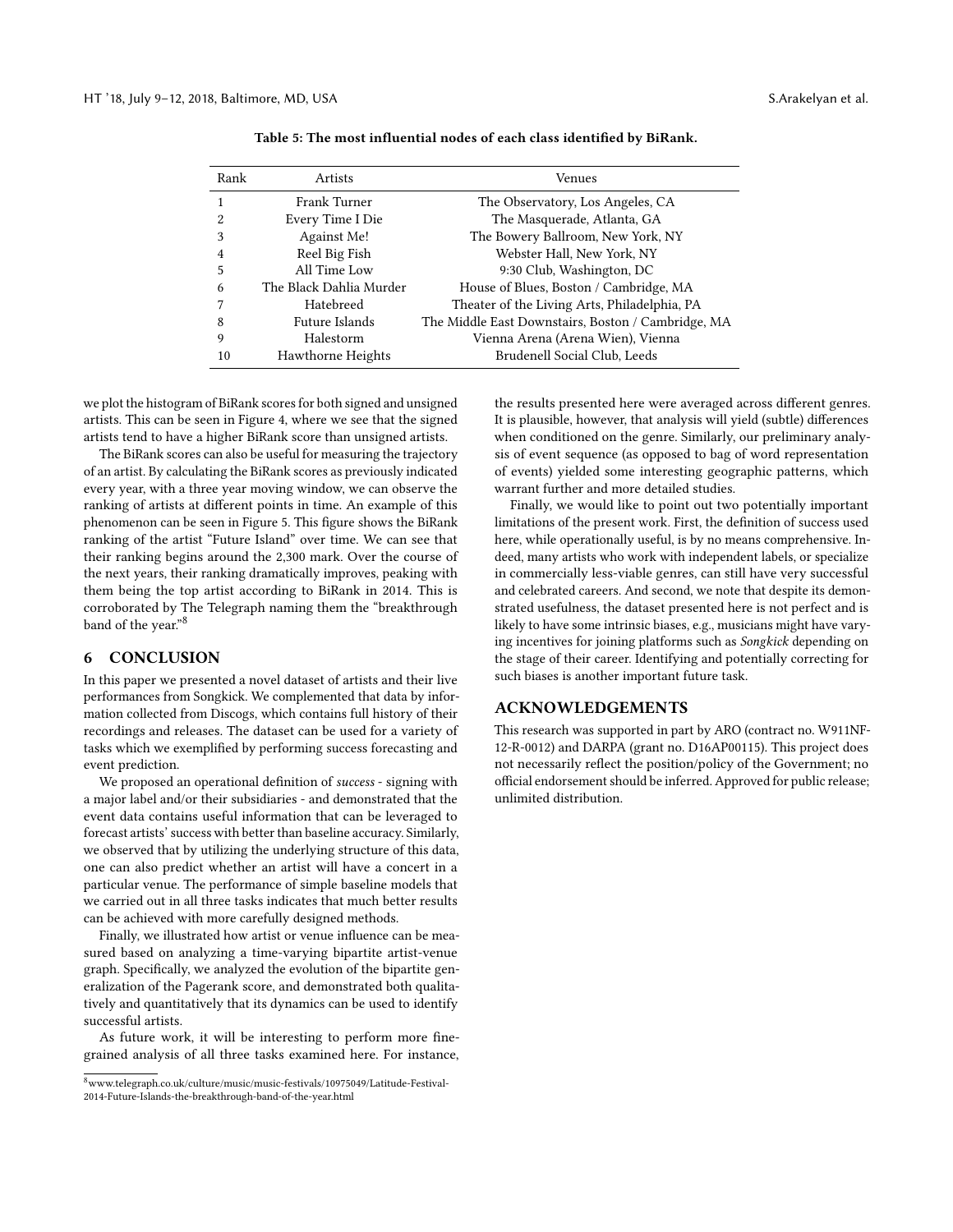Table 5: The most influential nodes of each class identified by BiRank.

| Rank | Artists | Venues |
|---|---|---|
| 1 | Frank Turner | The Observatory, Los Angeles, CA |
| 2 | Every Time I Die | The Masquerade, Atlanta, GA |
| 3 | Against Me! | The Bowery Ballroom, New York, NY |
| 4 | Reel Big Fish | Webster Hall, New York, NY |
| 5 | All Time Low | 9:30 Club, Washington, DC |
| 6 | The Black Dahlia Murder | House of Blues, Boston / Cambridge, MA |
| 7 | Hatebreed | Theater of the Living Arts, Philadelphia, PA |
| 8 | Future Islands | The Middle East Downstairs, Boston / Cambridge, MA |
| 9 | Halestorm | Vienna Arena (Arena Wien), Vienna |
| 10 | Hawthorne Heights | Brudenell Social Club, Leeds |

we plot the histogram of BiRank scores for both signed and unsigned artists. This can be seen in Figure 4, where we see that the signed artists tend to have a higher BiRank score than unsigned artists.

The BiRank scores can also be useful for measuring the trajectory of an artist. By calculating the BiRank scores as previously indicated every year, with a three year moving window, we can observe the ranking of artists at different points in time. An example of this phenomenon can be seen in Figure 5. This figure shows the BiRank ranking of the artist "Future Island" over time. We can see that their ranking begins around the 2,300 mark. Over the course of the next years, their ranking dramatically improves, peaking with them being the top artist according to BiRank in 2014. This is corroborated by The Telegraph naming them the "breakthrough band of the year."[8]

## 6 CONCLUSION

In this paper we presented a novel dataset of artists and their live performances from Songkick. We complemented that data by information collected from Discogs, which contains full history of their recordings and releases. The dataset can be used for a variety of tasks which we exemplified by performing success forecasting and event prediction.

We proposed an operational definition of *success* - signing with a major label and/or their subsidiaries - and demonstrated that the event data contains useful information that can be leveraged to forecast artists' success with better than baseline accuracy. Similarly, we observed that by utilizing the underlying structure of this data, one can also predict whether an artist will have a concert in a particular venue. The performance of simple baseline models that we carried out in all three tasks indicates that much better results can be achieved with more carefully designed methods.

Finally, we illustrated how artist or venue influence can be measured based on analyzing a time-varying bipartite artist-venue graph. Specifically, we analyzed the evolution of the bipartite generalization of the Pagerank score, and demonstrated both qualitatively and quantitatively that its dynamics can be used to identify successful artists.

As future work, it will be interesting to perform more fine-grained analysis of all three tasks examined here. For instance, the results presented here were averaged across different genres. It is plausible, however, that analysis will yield (subtle) differences when conditioned on the genre. Similarly, our preliminary analysis of event sequence (as opposed to bag of word representation of events) yielded some interesting geographic patterns, which warrant further and more detailed studies.

Finally, we would like to point out two potentially important limitations of the present work. First, the definition of success used here, while operationally useful, is by no means comprehensive. Indeed, many artists who work with independent labels, or specialize in commercially less-viable genres, can still have very successful and celebrated careers. And second, we note that despite its demonstrated usefulness, the dataset presented here is not perfect and is likely to have some intrinsic biases, e.g., musicians might have varying incentives for joining platforms such as *Songkick* depending on the stage of their career. Identifying and potentially correcting for such biases is another important future task.

## ACKNOWLEDGEMENTS

This research was supported in part by ARO (contract no. W911NF-12-R-0012) and DARPA (grant no. D16AP00115). This project does not necessarily reflect the position/policy of the Government; no official endorsement should be inferred. Approved for public release; unlimited distribution.

[8] www.telegraph.co.uk/culture/music/music-festivals/10975049/Latitude-Festival-2014-Future-Islands-the-breakthrough-band-of-the-year.html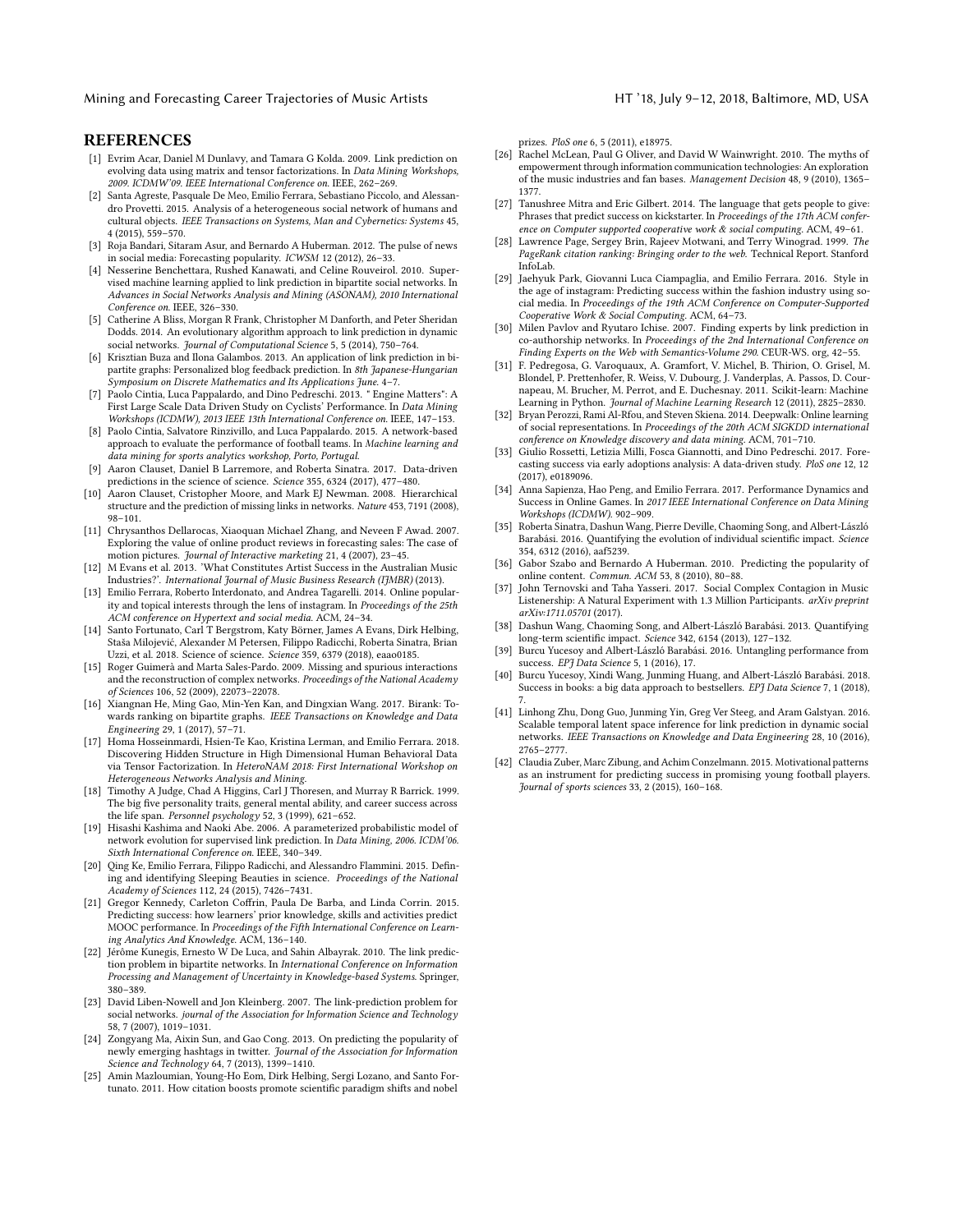## REFERENCES

[1] Evrim Acar, Daniel M Dunlavy, and Tamara G Kolda. 2009. Link prediction on evolving data using matrix and tensor factorizations. In *Data Mining Workshops, 2009. ICDMW'09. IEEE International Conference on*. IEEE, 262–269.

[2] Santa Agreste, Pasquale De Meo, Emilio Ferrara, Sebastiano Piccolo, and Alessandro Provetti. 2015. Analysis of a heterogeneous social network of humans and cultural objects. *IEEE Transactions on Systems, Man and Cybernetics: Systems* 45, 4 (2015), 559–570.

[3] Roja Bandari, Sitaram Asur, and Bernardo A Huberman. 2012. The pulse of news in social media: Forecasting popularity. *ICWSM* 12 (2012), 26–33.

[4] Nesserine Benchettara, Rushed Kanawati, and Celine Rouveirol. 2010. Supervised machine learning applied to link prediction in bipartite social networks. In *Advances in Social Networks Analysis and Mining (ASONAM), 2010 International Conference on*. IEEE, 326–330.

[5] Catherine A Bliss, Morgan R Frank, Christopher M Danforth, and Peter Sheridan Dodds. 2014. An evolutionary algorithm approach to link prediction in dynamic social networks. *Journal of Computational Science* 5, 5 (2014), 750–764.

[6] Krisztian Buza and Ilona Galambos. 2013. An application of link prediction in bipartite graphs: Personalized blog feedback prediction. In *8th Japanese-Hungarian Symposium on Discrete Mathematics and Its Applications June*. 4–7.

[7] Paolo Cintia, Luca Pappalardo, and Dino Pedreschi. 2013. " Engine Matters": A First Large Scale Data Driven Study on Cyclists' Performance. In *Data Mining Workshops (ICDMW), 2013 IEEE 13th International Conference on*. IEEE, 147–153.

[8] Paolo Cintia, Salvatore Rinzivillo, and Luca Pappalardo. 2015. A network-based approach to evaluate the performance of football teams. In *Machine learning and data mining for sports analytics workshop, Porto, Portugal*.

[9] Aaron Clauset, Daniel B Larremore, and Roberta Sinatra. 2017. Data-driven predictions in the science of science. *Science* 355, 6324 (2017), 477–480.

[10] Aaron Clauset, Cristopher Moore, and Mark EJ Newman. 2008. Hierarchical structure and the prediction of missing links in networks. *Nature* 453, 7191 (2008), 98–101.

[11] Chrysanthos Dellarocas, Xiaoquan Michael Zhang, and Neveen F Awad. 2007. Exploring the value of online product reviews in forecasting sales: The case of motion pictures. *Journal of Interactive marketing* 21, 4 (2007), 23–45.

[12] M Evans et al. 2013. 'What Constitutes Artist Success in the Australian Music Industries?'. *International Journal of Music Business Research (IJMBR)* (2013).

[13] Emilio Ferrara, Roberto Interdonato, and Andrea Tagarelli. 2014. Online popularity and topical interests through the lens of instagram. In *Proceedings of the 25th ACM conference on Hypertext and social media*. ACM, 24–34.

[14] Santo Fortunato, Carl T Bergstrom, Katy Börner, James A Evans, Dirk Helbing, Staša Milojević, Alexander M Petersen, Filippo Radicchi, Roberta Sinatra, Brian Uzzi, et al. 2018. Science of science. *Science* 359, 6379 (2018), eaao0185.

[15] Roger Guimerà and Marta Sales-Pardo. 2009. Missing and spurious interactions and the reconstruction of complex networks. *Proceedings of the National Academy of Sciences* 106, 52 (2009), 22073–22078.

[16] Xiangnan He, Ming Gao, Min-Yen Kan, and Dingxian Wang. 2017. Birank: Towards ranking on bipartite graphs. *IEEE Transactions on Knowledge and Data Engineering* 29, 1 (2017), 57–71.

[17] Homa Hosseinmardi, Hsien-Te Kao, Kristina Lerman, and Emilio Ferrara. 2018. Discovering Hidden Structure in High Dimensional Human Behavioral Data via Tensor Factorization. In *HeteroNAM 2018: First International Workshop on Heterogeneous Networks Analysis and Mining*.

[18] Timothy A Judge, Chad A Higgins, Carl J Thoresen, and Murray R Barrick. 1999. The big five personality traits, general mental ability, and career success across the life span. *Personnel psychology* 52, 3 (1999), 621–652.

[19] Hisashi Kashima and Naoki Abe. 2006. A parameterized probabilistic model of network evolution for supervised link prediction. In *Data Mining, 2006. ICDM'06. Sixth International Conference on*. IEEE, 340–349.

[20] Qing Ke, Emilio Ferrara, Filippo Radicchi, and Alessandro Flammini. 2015. Defining and identifying Sleeping Beauties in science. *Proceedings of the National Academy of Sciences* 112, 24 (2015), 7426–7431.

[21] Gregor Kennedy, Carleton Coffrin, Paula De Barba, and Linda Corrin. 2015. Predicting success: how learners' prior knowledge, skills and activities predict MOOC performance. In *Proceedings of the Fifth International Conference on Learning Analytics And Knowledge*. ACM, 136–140.

[22] Jérôme Kunegis, Ernesto W De Luca, and Sahin Albayrak. 2010. The link prediction problem in bipartite networks. In *International Conference on Information Processing and Management of Uncertainty in Knowledge-based Systems*. Springer, 380–389.

[23] David Liben-Nowell and Jon Kleinberg. 2007. The link-prediction problem for social networks. *journal of the Association for Information Science and Technology* 58, 7 (2007), 1019–1031.

[24] Zongyang Ma, Aixin Sun, and Gao Cong. 2013. On predicting the popularity of newly emerging hashtags in twitter. *Journal of the Association for Information Science and Technology* 64, 7 (2013), 1399–1410.

[25] Amin Mazloumian, Young-Ho Eom, Dirk Helbing, Sergi Lozano, and Santo Fortunato. 2011. How citation boosts promote scientific paradigm shifts and nobel prizes. *PloS one* 6, 5 (2011), e18975.

[26] Rachel McLean, Paul G Oliver, and David W Wainwright. 2010. The myths of empowerment through information communication technologies: An exploration of the music industries and fan bases. *Management Decision* 48, 9 (2010), 1365–1377.

[27] Tanushree Mitra and Eric Gilbert. 2014. The language that gets people to give: Phrases that predict success on kickstarter. In *Proceedings of the 17th ACM conference on Computer supported cooperative work & social computing*. ACM, 49–61.

[28] Lawrence Page, Sergey Brin, Rajeev Motwani, and Terry Winograd. 1999. *The PageRank citation ranking: Bringing order to the web*. Technical Report. Stanford InfoLab.

[29] Jaehyuk Park, Giovanni Luca Ciampaglia, and Emilio Ferrara. 2016. Style in the age of instagram: Predicting success within the fashion industry using social media. In *Proceedings of the 19th ACM Conference on Computer-Supported Cooperative Work & Social Computing*. ACM, 64–73.

[30] Milen Pavlov and Ryutaro Ichise. 2007. Finding experts by link prediction in co-authorship networks. In *Proceedings of the 2nd International Conference on Finding Experts on the Web with Semantics-Volume 290*. CEUR-WS. org, 42–55.

[31] F. Pedregosa, G. Varoquaux, A. Gramfort, V. Michel, B. Thirion, O. Grisel, M. Blondel, P. Prettenhofer, R. Weiss, V. Dubourg, J. Vanderplas, A. Passos, D. Cournapeau, M. Brucher, M. Perrot, and E. Duchesnay. 2011. Scikit-learn: Machine Learning in Python. *Journal of Machine Learning Research* 12 (2011), 2825–2830.

[32] Bryan Perozzi, Rami Al-Rfou, and Steven Skiena. 2014. Deepwalk: Online learning of social representations. In *Proceedings of the 20th ACM SIGKDD international conference on Knowledge discovery and data mining*. ACM, 701–710.

[33] Giulio Rossetti, Letizia Milli, Fosca Giannotti, and Dino Pedreschi. 2017. Forecasting success via early adoptions analysis: A data-driven study. *PloS one* 12, 12 (2017), e0189096.

[34] Anna Sapienza, Hao Peng, and Emilio Ferrara. 2017. Performance Dynamics and Success in Online Games. In *2017 IEEE International Conference on Data Mining Workshops (ICDMW)*. 902–909.

[35] Roberta Sinatra, Dashun Wang, Pierre Deville, Chaoming Song, and Albert-László Barabási. 2016. Quantifying the evolution of individual scientific impact. *Science* 354, 6312 (2016), aaf5239.

[36] Gabor Szabo and Bernardo A Huberman. 2010. Predicting the popularity of online content. *Commun. ACM* 53, 8 (2010), 80–88.

[37] John Ternovski and Taha Yasseri. 2017. Social Complex Contagion in Music Listenership: A Natural Experiment with 1.3 Million Participants. *arXiv preprint arXiv:1711.05701* (2017).

[38] Dashun Wang, Chaoming Song, and Albert-László Barabási. 2013. Quantifying long-term scientific impact. *Science* 342, 6154 (2013), 127–132.

[39] Burcu Yucesoy and Albert-László Barabási. 2016. Untangling performance from success. *EPJ Data Science* 5, 1 (2016), 17.

[40] Burcu Yucesoy, Xindi Wang, Junming Huang, and Albert-László Barabási. 2018. Success in books: a big data approach to bestsellers. *EPJ Data Science* 7, 1 (2018), 7.

[41] Linhong Zhu, Dong Guo, Junming Yin, Greg Ver Steeg, and Aram Galstyan. 2016. Scalable temporal latent space inference for link prediction in dynamic social networks. *IEEE Transactions on Knowledge and Data Engineering* 28, 10 (2016), 2765–2777.

[42] Claudia Zuber, Marc Zibung, and Achim Conzelmann. 2015. Motivational patterns as an instrument for predicting success in promising young football players. *Journal of sports sciences* 33, 2 (2015), 160–168.